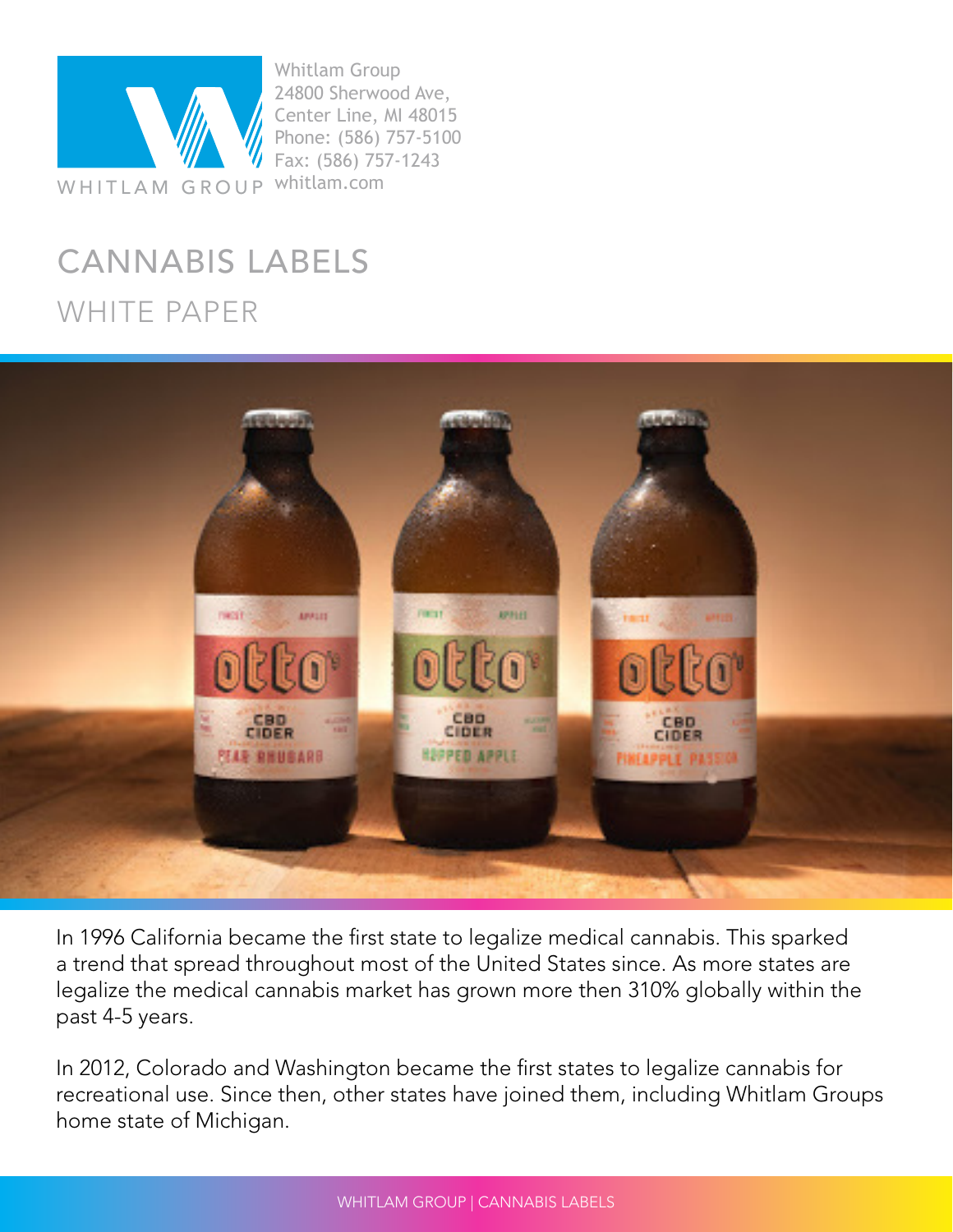Whitlam Group
24800 Sherwood Ave,
Center Line, MI 48015
Phone: (586) 757-5100
Fax: (586) 757-1243
whitlam.com

# CANNABIS LABELS

## WHITE PAPER

In 1996 California became the first state to legalize medical cannabis. This sparked a trend that spread throughout most of the United States since. As more states are legalize the medical cannabis market has grown more then 310% globally within the past 4-5 years.

In 2012, Colorado and Washington became the first states to legalize cannabis for recreational use. Since then, other states have joined them, including Whitlam Groups home state of Michigan.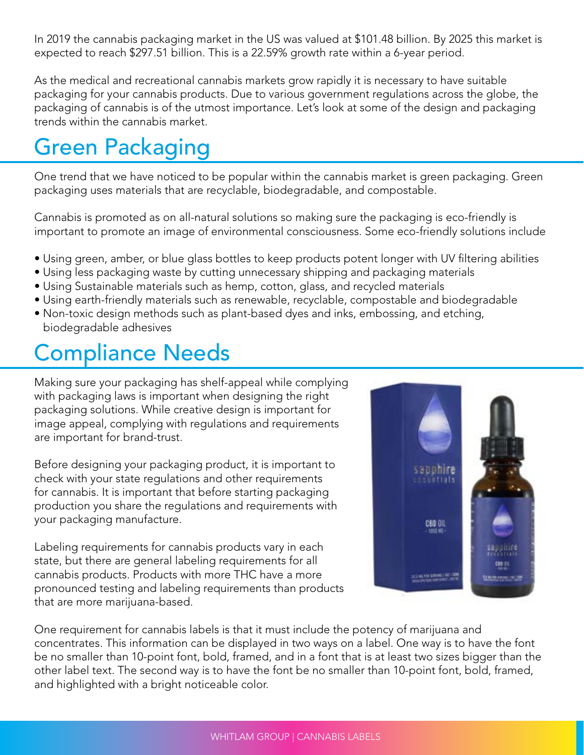In 2019 the cannabis packaging market in the US was valued at $101.48 billion. By 2025 this market is expected to reach $297.51 billion. This is a 22.59% growth rate within a 6-year period.

As the medical and recreational cannabis markets grow rapidly it is necessary to have suitable packaging for your cannabis products. Due to various government regulations across the globe, the packaging of cannabis is of the utmost importance. Let's look at some of the design and packaging trends within the cannabis market.

## Green Packaging

One trend that we have noticed to be popular within the cannabis market is green packaging. Green packaging uses materials that are recyclable, biodegradable, and compostable.

Cannabis is promoted as on all-natural solutions so making sure the packaging is eco-friendly is important to promote an image of environmental consciousness. Some eco-friendly solutions include

- Using green, amber, or blue glass bottles to keep products potent longer with UV filtering abilities
- Using less packaging waste by cutting unnecessary shipping and packaging materials
- Using Sustainable materials such as hemp, cotton, glass, and recycled materials
- Using earth-friendly materials such as renewable, recyclable, compostable and biodegradable
- Non-toxic design methods such as plant-based dyes and inks, embossing, and etching, biodegradable adhesives

## Compliance Needs

Making sure your packaging has shelf-appeal while complying with packaging laws is important when designing the right packaging solutions. While creative design is important for image appeal, complying with regulations and requirements are important for brand-trust.

Before designing your packaging product, it is important to check with your state regulations and other requirements for cannabis. It is important that before starting packaging production you share the regulations and requirements with your packaging manufacture.

Labeling requirements for cannabis products vary in each state, but there are general labeling requirements for all cannabis products. Products with more THC have a more pronounced testing and labeling requirements than products that are more marijuana-based.

One requirement for cannabis labels is that it must include the potency of marijuana and concentrates. This information can be displayed in two ways on a label. One way is to have the font be no smaller than 10-point font, bold, framed, and in a font that is at least two sizes bigger than the other label text. The second way is to have the font be no smaller than 10-point font, bold, framed, and highlighted with a bright noticeable color.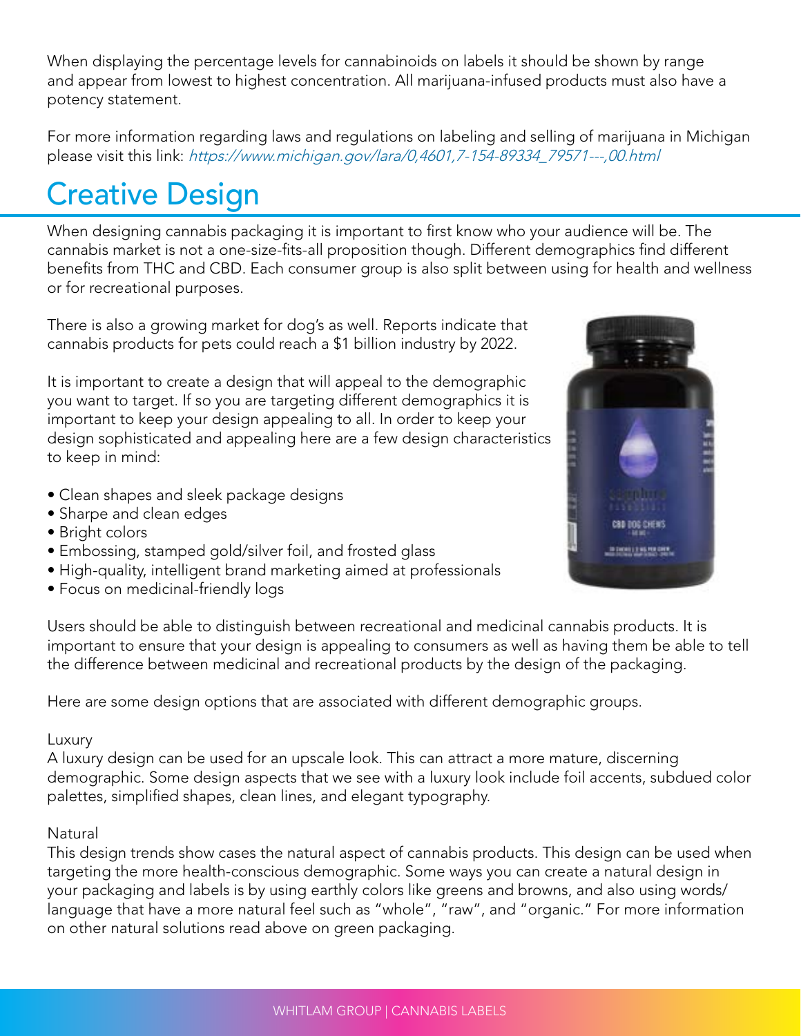When displaying the percentage levels for cannabinoids on labels it should be shown by range and appear from lowest to highest concentration. All marijuana-infused products must also have a potency statement.

For more information regarding laws and regulations on labeling and selling of marijuana in Michigan please visit this link: *https://www.michigan.gov/lara/0,4601,7-154-89334_79571---,00.html*

# Creative Design

When designing cannabis packaging it is important to first know who your audience will be. The cannabis market is not a one-size-fits-all proposition though. Different demographics find different benefits from THC and CBD. Each consumer group is also split between using for health and wellness or for recreational purposes.

There is also a growing market for dog's as well. Reports indicate that cannabis products for pets could reach a $1 billion industry by 2022.

It is important to create a design that will appeal to the demographic you want to target. If so you are targeting different demographics it is important to keep your design appealing to all. In order to keep your design sophisticated and appealing here are a few design characteristics to keep in mind:

- Clean shapes and sleek package designs
- Sharpe and clean edges
- Bright colors
- Embossing, stamped gold/silver foil, and frosted glass
- High-quality, intelligent brand marketing aimed at professionals
- Focus on medicinal-friendly logs

Users should be able to distinguish between recreational and medicinal cannabis products. It is important to ensure that your design is appealing to consumers as well as having them be able to tell the difference between medicinal and recreational products by the design of the packaging.

Here are some design options that are associated with different demographic groups.

Luxury

A luxury design can be used for an upscale look. This can attract a more mature, discerning demographic. Some design aspects that we see with a luxury look include foil accents, subdued color palettes, simplified shapes, clean lines, and elegant typography.

Natural

This design trends show cases the natural aspect of cannabis products. This design can be used when targeting the more health-conscious demographic. Some ways you can create a natural design in your packaging and labels is by using earthly colors like greens and browns, and also using words/ language that have a more natural feel such as "whole", "raw", and "organic." For more information on other natural solutions read above on green packaging.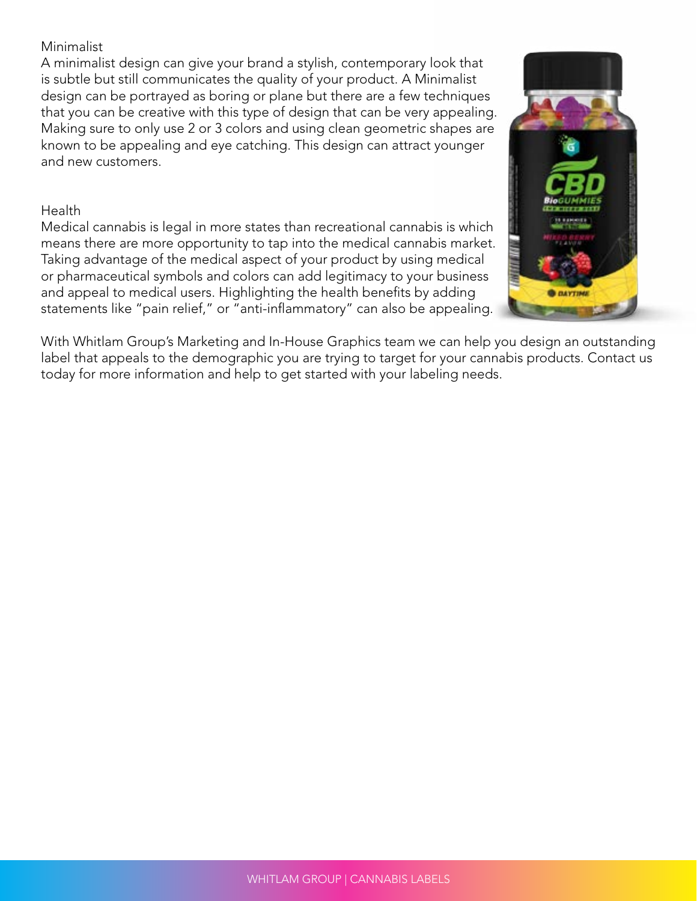## Minimalist

A minimalist design can give your brand a stylish, contemporary look that is subtle but still communicates the quality of your product. A Minimalist design can be portrayed as boring or plane but there are a few techniques that you can be creative with this type of design that can be very appealing. Making sure to only use 2 or 3 colors and using clean geometric shapes are known to be appealing and eye catching. This design can attract younger and new customers.

## Health

Medical cannabis is legal in more states than recreational cannabis is which means there are more opportunity to tap into the medical cannabis market. Taking advantage of the medical aspect of your product by using medical or pharmaceutical symbols and colors can add legitimacy to your business and appeal to medical users. Highlighting the health benefits by adding statements like "pain relief," or "anti-inflammatory" can also be appealing.

With Whitlam Group's Marketing and In-House Graphics team we can help you design an outstanding label that appeals to the demographic you are trying to target for your cannabis products. Contact us today for more information and help to get started with your labeling needs.